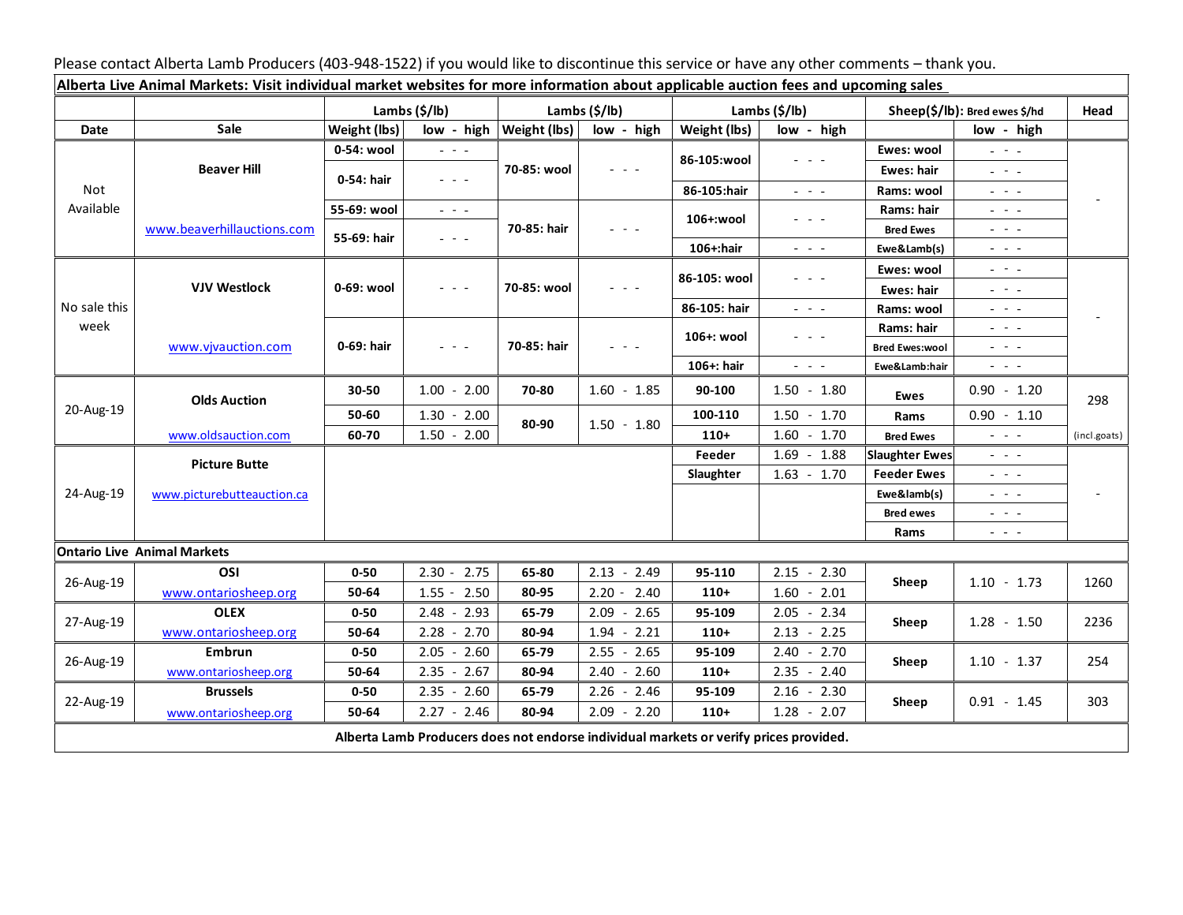Please contact Alberta Lamb Producers (403-948-1522) if you would like to discontinue this service or have any other comments – thank you.

| **Alberta Live Animal Markets: Visit individual market websites for more information about applicable auction fees and upcoming sales** | | | | | | | | | | |
|---|---|---|---|---|---|---|---|---|---|---|
| | | **Lambs ($/lb)** | | **Lambs ($/lb)** | | **Lambs ($/lb)** | | **Sheep($/lb): Bred ewes $/hd** | | **Head** |
| **Date** | **Sale** | **Weight (lbs)** | **low - high** | **Weight (lbs)** | **low - high** | **Weight (lbs)** | **low - high** | | **low - high** | |
| Not Available | **Beaver Hill** | **0-54: wool** | - - - | **70-85: wool** | - - - | **86-105:wool** | - - - | **Ewes: wool** | - - - | - |
| | | **0-54: hair** | - - - | | | | | **Ewes: hair** | - - - | |
| | | | | | | **86-105:hair** | - - - | **Rams: wool** | - - - | |
| | www.beaverhillauctions.com | **55-69: wool** | - - - | **70-85: hair** | - - - | **106+:wool** | - - - | **Rams: hair** | - - - | |
| | | **55-69: hair** | - - - | | | | | **Bred Ewes** | - - - | |
| | | | | | | **106+:hair** | - - - | **Ewe&Lamb(s)** | - - - | |
| No sale this week | **VJV Westlock** | **0-69: wool** | - - - | **70-85: wool** | - - - | **86-105: wool** | - - - | **Ewes: wool** | - - - | - |
| | | | | | | | | **Ewes: hair** | - - - | |
| | | | | | | **86-105: hair** | - - - | **Rams: wool** | - - - | |
| | www.vjvauction.com | **0-69: hair** | - - - | **70-85: hair** | - - - | **106+: wool** | - - - | **Rams: hair** | - - - | |
| | | | | | | | | **Bred Ewes:wool** | - - - | |
| | | | | | | **106+: hair** | - - - | **Ewe&Lamb:hair** | - - - | |
| 20-Aug-19 | **Olds Auction** | **30-50** | 1.00 - 2.00 | **70-80** | 1.60 - 1.85 | **90-100** | 1.50 - 1.80 | **Ewes** | 0.90 - 1.20 | 298 |
| | | **50-60** | 1.30 - 2.00 | **80-90** | 1.50 - 1.80 | **100-110** | 1.50 - 1.70 | **Rams** | 0.90 - 1.10 | |
| | www.oldsauction.com | **60-70** | 1.50 - 2.00 | | | **110+** | 1.60 - 1.70 | **Bred Ewes** | - - - | (incl.goats) |
| 24-Aug-19 | **Picture Butte** | | | | | **Feeder** | 1.69 - 1.88 | **Slaughter Ewes** | - - - | - |
| | www.picturebutteauction.ca | | | | | **Slaughter** | 1.63 - 1.70 | **Feeder Ewes** | - - - | |
| | | | | | | | | **Ewe&lamb(s)** | - - - | |
| | | | | | | | | **Bred ewes** | - - - | |
| | | | | | | | | **Rams** | - - - | |
| **Ontario Live Animal Markets** | | | | | | | | | | |
| 26-Aug-19 | **OSI** | **0-50** | 2.30 - 2.75 | **65-80** | 2.13 - 2.49 | **95-110** | 2.15 - 2.30 | **Sheep** | 1.10 - 1.73 | 1260 |
| | www.ontariosheep.org | **50-64** | 1.55 - 2.50 | **80-95** | 2.20 - 2.40 | **110+** | 1.60 - 2.01 | | | |
| 27-Aug-19 | **OLEX** | **0-50** | 2.48 - 2.93 | **65-79** | 2.09 - 2.65 | **95-109** | 2.05 - 2.34 | **Sheep** | 1.28 - 1.50 | 2236 |
| | www.ontariosheep.org | **50-64** | 2.28 - 2.70 | **80-94** | 1.94 - 2.21 | **110+** | 2.13 - 2.25 | | | |
| 26-Aug-19 | **Embrun** | **0-50** | 2.05 - 2.60 | **65-79** | 2.55 - 2.65 | **95-109** | 2.40 - 2.70 | **Sheep** | 1.10 - 1.37 | 254 |
| | www.ontariosheep.org | **50-64** | 2.35 - 2.67 | **80-94** | 2.40 - 2.60 | **110+** | 2.35 - 2.40 | | | |
| 22-Aug-19 | **Brussels** | **0-50** | 2.35 - 2.60 | **65-79** | 2.26 - 2.46 | **95-109** | 2.16 - 2.30 | **Sheep** | 0.91 - 1.45 | 303 |
| | www.ontariosheep.org | **50-64** | 2.27 - 2.46 | **80-94** | 2.09 - 2.20 | **110+** | 1.28 - 2.07 | | | |

**Alberta Lamb Producers does not endorse individual markets or verify prices provided.**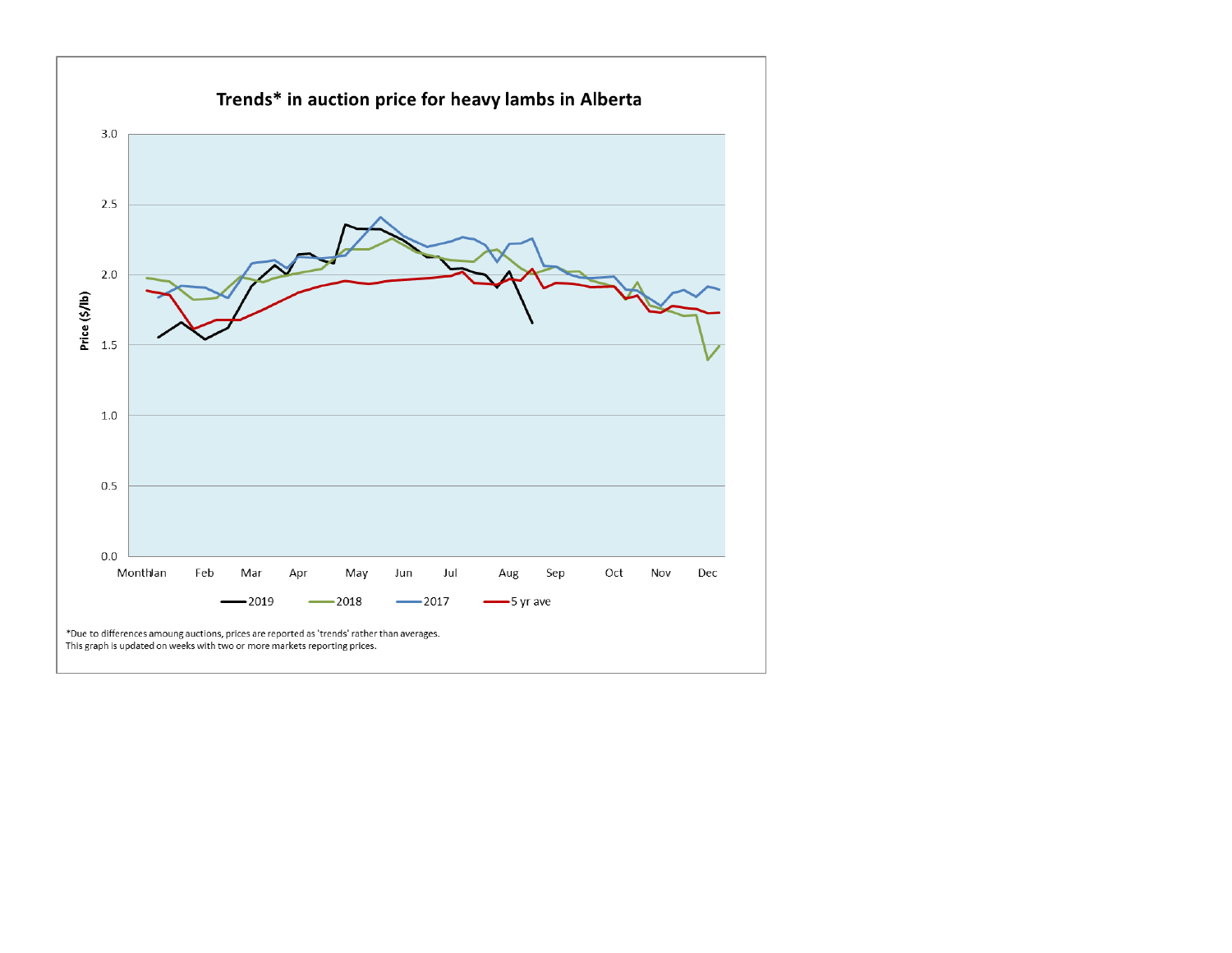## Trends* in auction price for heavy lambs in Alberta

Price ($/lb)

3.0
2.5
2.0
1.5
1.0
0.5
0.0

Month Jan Feb Mar Apr May Jun Jul Aug Sep Oct Nov Dec

2019 2018 2017 5 yr ave

*Due to differences amoung auctions, prices are reported as 'trends' rather than averages.
This graph is updated on weeks with two or more markets reporting prices.